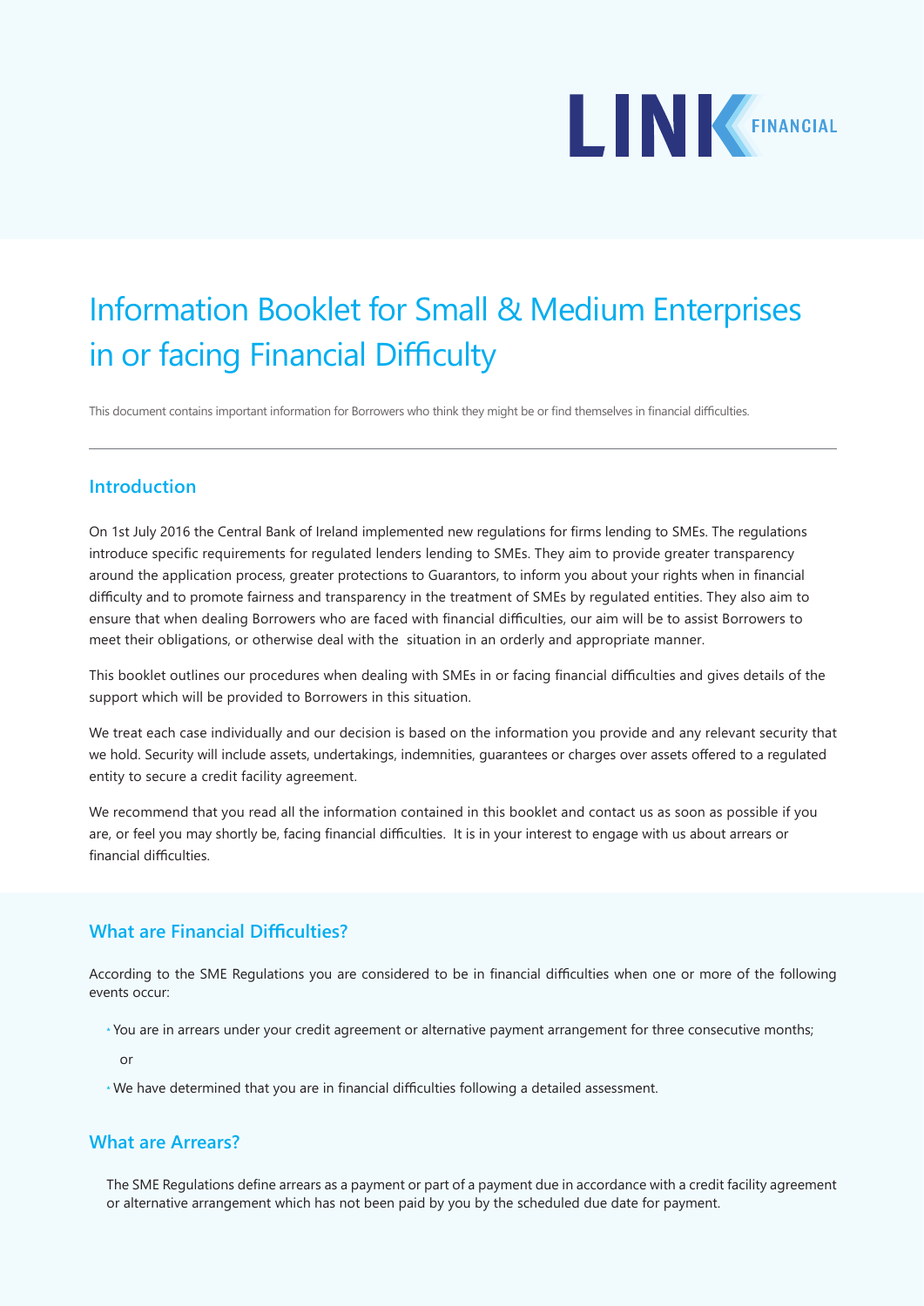LINK FINANCIAL

# Information Booklet for Small & Medium Enterprises in or facing Financial Difficulty

This document contains important information for Borrowers who think they might be or find themselves in financial difficulties.

---

## Introduction

On 1st July 2016 the Central Bank of Ireland implemented new regulations for firms lending to SMEs. The regulations introduce specific requirements for regulated lenders lending to SMEs. They aim to provide greater transparency around the application process, greater protections to Guarantors, to inform you about your rights when in financial difficulty and to promote fairness and transparency in the treatment of SMEs by regulated entities. They also aim to ensure that when dealing Borrowers who are faced with financial difficulties, our aim will be to assist Borrowers to meet their obligations, or otherwise deal with the situation in an orderly and appropriate manner.

This booklet outlines our procedures when dealing with SMEs in or facing financial difficulties and gives details of the support which will be provided to Borrowers in this situation.

We treat each case individually and our decision is based on the information you provide and any relevant security that we hold. Security will include assets, undertakings, indemnities, guarantees or charges over assets offered to a regulated entity to secure a credit facility agreement.

We recommend that you read all the information contained in this booklet and contact us as soon as possible if you are, or feel you may shortly be, facing financial difficulties. It is in your interest to engage with us about arrears or financial difficulties.

## What are Financial Difficulties?

According to the SME Regulations you are considered to be in financial difficulties when one or more of the following events occur:

- You are in arrears under your credit agreement or alternative payment arrangement for three consecutive months;

  or

- We have determined that you are in financial difficulties following a detailed assessment.

## What are Arrears?

The SME Regulations define arrears as a payment or part of a payment due in accordance with a credit facility agreement or alternative arrangement which has not been paid by you by the scheduled due date for payment.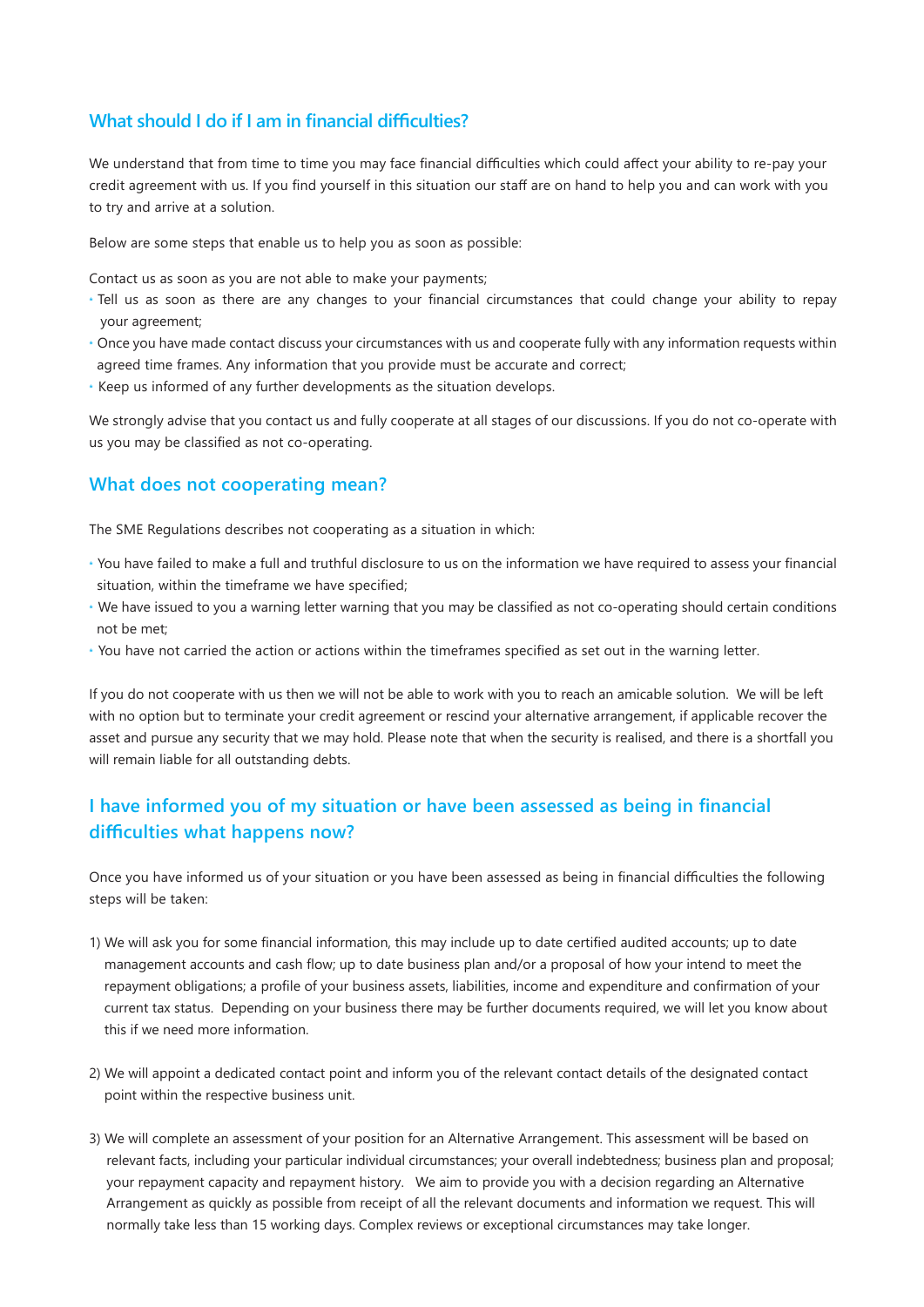## What should I do if I am in financial difficulties?

We understand that from time to time you may face financial difficulties which could affect your ability to re-pay your credit agreement with us. If you find yourself in this situation our staff are on hand to help you and can work with you to try and arrive at a solution.

Below are some steps that enable us to help you as soon as possible:

Contact us as soon as you are not able to make your payments;

- Tell us as soon as there are any changes to your financial circumstances that could change your ability to repay your agreement;
- Once you have made contact discuss your circumstances with us and cooperate fully with any information requests within agreed time frames. Any information that you provide must be accurate and correct;
- Keep us informed of any further developments as the situation develops.

We strongly advise that you contact us and fully cooperate at all stages of our discussions. If you do not co-operate with us you may be classified as not co-operating.

## What does not cooperating mean?

The SME Regulations describes not cooperating as a situation in which:

- You have failed to make a full and truthful disclosure to us on the information we have required to assess your financial situation, within the timeframe we have specified;
- We have issued to you a warning letter warning that you may be classified as not co-operating should certain conditions not be met;
- You have not carried the action or actions within the timeframes specified as set out in the warning letter.

If you do not cooperate with us then we will not be able to work with you to reach an amicable solution. We will be left with no option but to terminate your credit agreement or rescind your alternative arrangement, if applicable recover the asset and pursue any security that we may hold. Please note that when the security is realised, and there is a shortfall you will remain liable for all outstanding debts.

## I have informed you of my situation or have been assessed as being in financial difficulties what happens now?

Once you have informed us of your situation or you have been assessed as being in financial difficulties the following steps will be taken:

1) We will ask you for some financial information, this may include up to date certified audited accounts; up to date management accounts and cash flow; up to date business plan and/or a proposal of how your intend to meet the repayment obligations; a profile of your business assets, liabilities, income and expenditure and confirmation of your current tax status. Depending on your business there may be further documents required, we will let you know about this if we need more information.

2) We will appoint a dedicated contact point and inform you of the relevant contact details of the designated contact point within the respective business unit.

3) We will complete an assessment of your position for an Alternative Arrangement. This assessment will be based on relevant facts, including your particular individual circumstances; your overall indebtedness; business plan and proposal; your repayment capacity and repayment history. We aim to provide you with a decision regarding an Alternative Arrangement as quickly as possible from receipt of all the relevant documents and information we request. This will normally take less than 15 working days. Complex reviews or exceptional circumstances may take longer.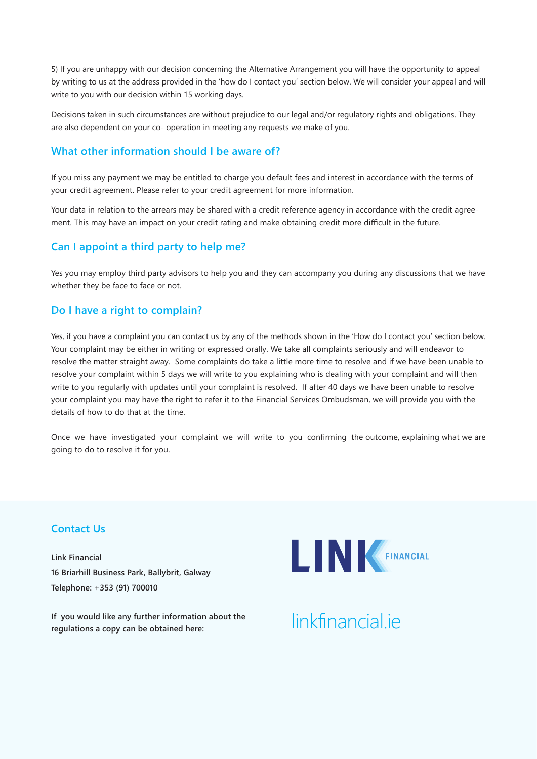5) If you are unhappy with our decision concerning the Alternative Arrangement you will have the opportunity to appeal by writing to us at the address provided in the 'how do I contact you' section below. We will consider your appeal and will write to you with our decision within 15 working days.

Decisions taken in such circumstances are without prejudice to our legal and/or regulatory rights and obligations. They are also dependent on your co- operation in meeting any requests we make of you.

## What other information should I be aware of?

If you miss any payment we may be entitled to charge you default fees and interest in accordance with the terms of your credit agreement. Please refer to your credit agreement for more information.

Your data in relation to the arrears may be shared with a credit reference agency in accordance with the credit agreement. This may have an impact on your credit rating and make obtaining credit more difficult in the future.

## Can I appoint a third party to help me?

Yes you may employ third party advisors to help you and they can accompany you during any discussions that we have whether they be face to face or not.

## Do I have a right to complain?

Yes, if you have a complaint you can contact us by any of the methods shown in the 'How do I contact you' section below. Your complaint may be either in writing or expressed orally. We take all complaints seriously and will endeavor to resolve the matter straight away. Some complaints do take a little more time to resolve and if we have been unable to resolve your complaint within 5 days we will write to you explaining who is dealing with your complaint and will then write to you regularly with updates until your complaint is resolved. If after 40 days we have been unable to resolve your complaint you may have the right to refer it to the Financial Services Ombudsman, we will provide you with the details of how to do that at the time.

Once we have investigated your complaint we will write to you confirming the outcome, explaining what we are going to do to resolve it for you.

---

## Contact Us

**Link Financial**
**16 Briarhill Business Park, Ballybrit, Galway**
**Telephone: +353 (91) 700010**

**If you would like any further information about the regulations a copy can be obtained here:**

LINK FINANCIAL

linkfinancial.ie